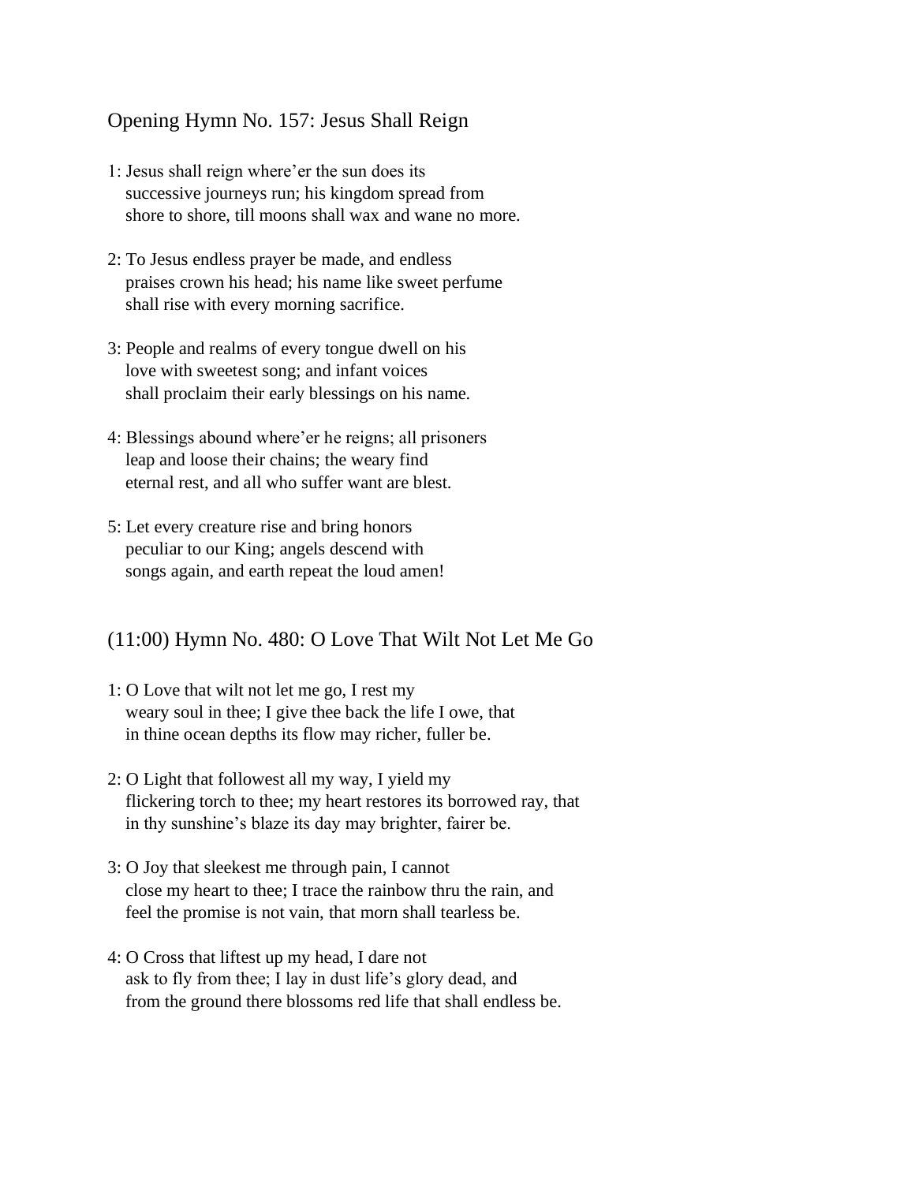## Opening Hymn No. 157: Jesus Shall Reign

1: Jesus shall reign where'er the sun does its successive journeys run; his kingdom spread from shore to shore, till moons shall wax and wane no more.

2: To Jesus endless prayer be made, and endless praises crown his head; his name like sweet perfume shall rise with every morning sacrifice.

3: People and realms of every tongue dwell on his love with sweetest song; and infant voices shall proclaim their early blessings on his name.

4: Blessings abound where'er he reigns; all prisoners leap and loose their chains; the weary find eternal rest, and all who suffer want are blest.

5: Let every creature rise and bring honors peculiar to our King; angels descend with songs again, and earth repeat the loud amen!

## (11:00) Hymn No. 480: O Love That Wilt Not Let Me Go

1: O Love that wilt not let me go, I rest my weary soul in thee; I give thee back the life I owe, that in thine ocean depths its flow may richer, fuller be.

2: O Light that followest all my way, I yield my flickering torch to thee; my heart restores its borrowed ray, that in thy sunshine's blaze its day may brighter, fairer be.

3: O Joy that sleekest me through pain, I cannot close my heart to thee; I trace the rainbow thru the rain, and feel the promise is not vain, that morn shall tearless be.

4: O Cross that liftest up my head, I dare not ask to fly from thee; I lay in dust life's glory dead, and from the ground there blossoms red life that shall endless be.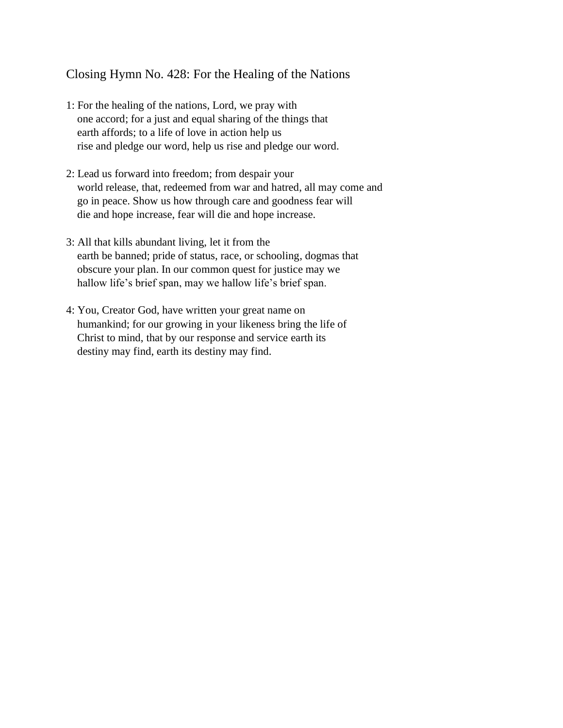## Closing Hymn No. 428: For the Healing of the Nations

1: For the healing of the nations, Lord, we pray with one accord; for a just and equal sharing of the things that earth affords; to a life of love in action help us rise and pledge our word, help us rise and pledge our word.

2: Lead us forward into freedom; from despair your world release, that, redeemed from war and hatred, all may come and go in peace. Show us how through care and goodness fear will die and hope increase, fear will die and hope increase.

3: All that kills abundant living, let it from the earth be banned; pride of status, race, or schooling, dogmas that obscure your plan. In our common quest for justice may we hallow life's brief span, may we hallow life's brief span.

4: You, Creator God, have written your great name on humankind; for our growing in your likeness bring the life of Christ to mind, that by our response and service earth its destiny may find, earth its destiny may find.